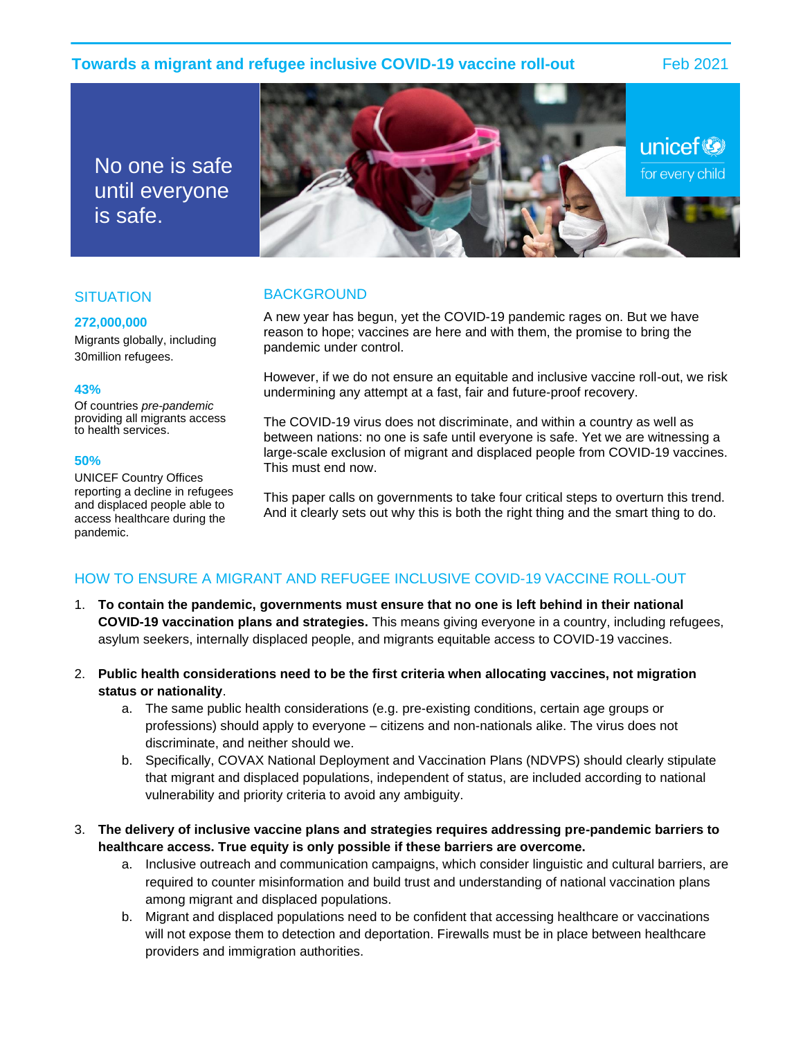# Towards a migrant and refugee inclusive COVID-19 vaccine roll-out

Feb 2021

No one is safe until everyone is safe.

unicef for every child

## SITUATION

**272,000,000**

Migrants globally, including 30million refugees.

**43%**

Of countries *pre-pandemic* providing all migrants access to health services.

**50%**

UNICEF Country Offices reporting a decline in refugees and displaced people able to access healthcare during the pandemic.

## BACKGROUND

A new year has begun, yet the COVID-19 pandemic rages on. But we have reason to hope; vaccines are here and with them, the promise to bring the pandemic under control.

However, if we do not ensure an equitable and inclusive vaccine roll-out, we risk undermining any attempt at a fast, fair and future-proof recovery.

The COVID-19 virus does not discriminate, and within a country as well as between nations: no one is safe until everyone is safe. Yet we are witnessing a large-scale exclusion of migrant and displaced people from COVID-19 vaccines. This must end now.

This paper calls on governments to take four critical steps to overturn this trend. And it clearly sets out why this is both the right thing and the smart thing to do.

## HOW TO ENSURE A MIGRANT AND REFUGEE INCLUSIVE COVID-19 VACCINE ROLL-OUT

1. **To contain the pandemic, governments must ensure that no one is left behind in their national COVID-19 vaccination plans and strategies.** This means giving everyone in a country, including refugees, asylum seekers, internally displaced people, and migrants equitable access to COVID-19 vaccines.
2. **Public health considerations need to be the first criteria when allocating vaccines, not migration status or nationality**.
   a. The same public health considerations (e.g. pre-existing conditions, certain age groups or professions) should apply to everyone – citizens and non-nationals alike. The virus does not discriminate, and neither should we.
   b. Specifically, COVAX National Deployment and Vaccination Plans (NDVPS) should clearly stipulate that migrant and displaced populations, independent of status, are included according to national vulnerability and priority criteria to avoid any ambiguity.
3. **The delivery of inclusive vaccine plans and strategies requires addressing pre-pandemic barriers to healthcare access. True equity is only possible if these barriers are overcome.**
   a. Inclusive outreach and communication campaigns, which consider linguistic and cultural barriers, are required to counter misinformation and build trust and understanding of national vaccination plans among migrant and displaced populations.
   b. Migrant and displaced populations need to be confident that accessing healthcare or vaccinations will not expose them to detection and deportation. Firewalls must be in place between healthcare providers and immigration authorities.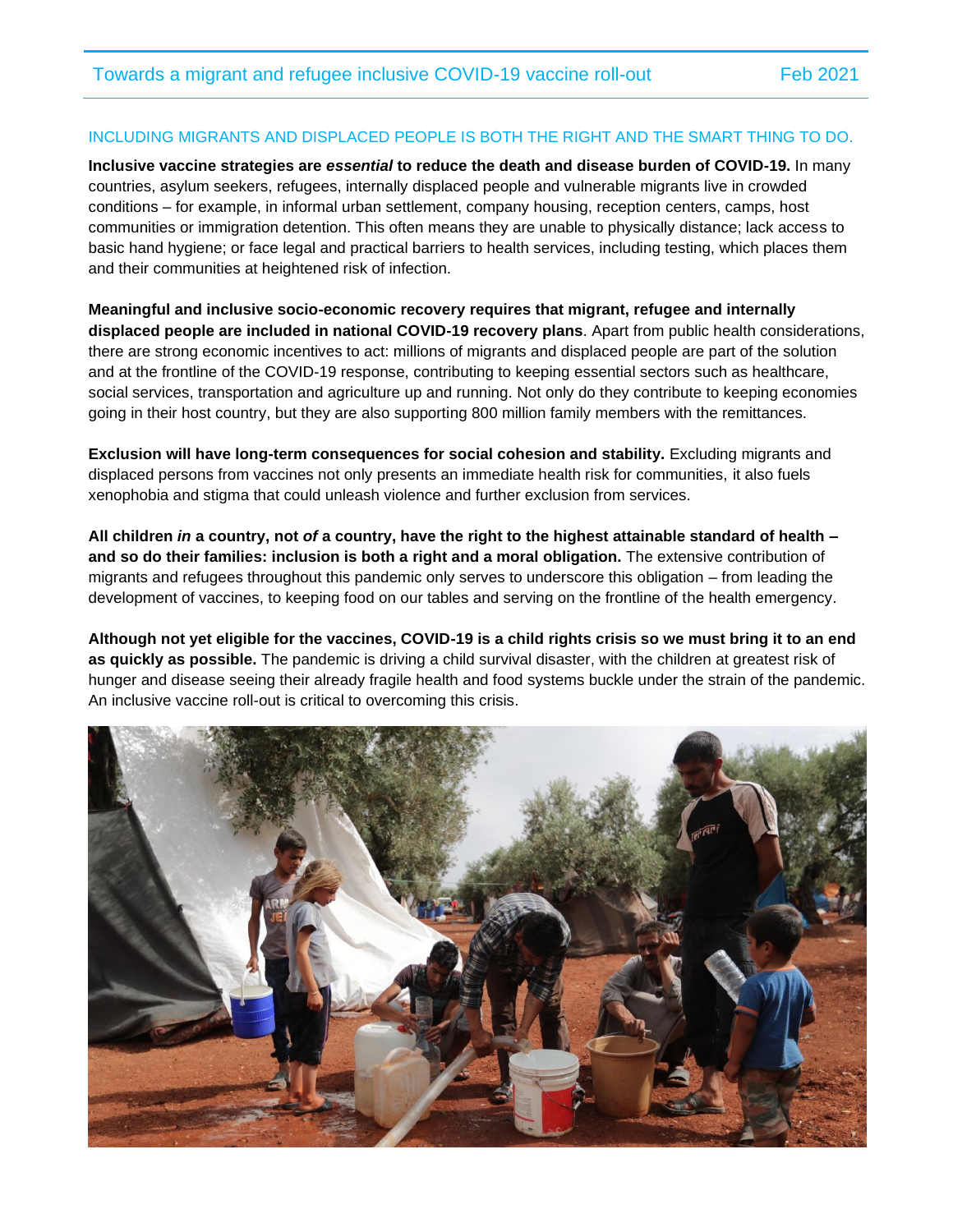## INCLUDING MIGRANTS AND DISPLACED PEOPLE IS BOTH THE RIGHT AND THE SMART THING TO DO.

**Inclusive vaccine strategies are *essential* to reduce the death and disease burden of COVID-19.** In many countries, asylum seekers, refugees, internally displaced people and vulnerable migrants live in crowded conditions – for example, in informal urban settlement, company housing, reception centers, camps, host communities or immigration detention. This often means they are unable to physically distance; lack access to basic hand hygiene; or face legal and practical barriers to health services, including testing, which places them and their communities at heightened risk of infection.

**Meaningful and inclusive socio-economic recovery requires that migrant, refugee and internally displaced people are included in national COVID-19 recovery plans**. Apart from public health considerations, there are strong economic incentives to act: millions of migrants and displaced people are part of the solution and at the frontline of the COVID-19 response, contributing to keeping essential sectors such as healthcare, social services, transportation and agriculture up and running. Not only do they contribute to keeping economies going in their host country, but they are also supporting 800 million family members with the remittances.

**Exclusion will have long-term consequences for social cohesion and stability.** Excluding migrants and displaced persons from vaccines not only presents an immediate health risk for communities, it also fuels xenophobia and stigma that could unleash violence and further exclusion from services.

**All children *in* a country, not *of* a country, have the right to the highest attainable standard of health – and so do their families: inclusion is both a right and a moral obligation.** The extensive contribution of migrants and refugees throughout this pandemic only serves to underscore this obligation – from leading the development of vaccines, to keeping food on our tables and serving on the frontline of the health emergency.

**Although not yet eligible for the vaccines, COVID-19 is a child rights crisis so we must bring it to an end as quickly as possible.** The pandemic is driving a child survival disaster, with the children at greatest risk of hunger and disease seeing their already fragile health and food systems buckle under the strain of the pandemic. An inclusive vaccine roll-out is critical to overcoming this crisis.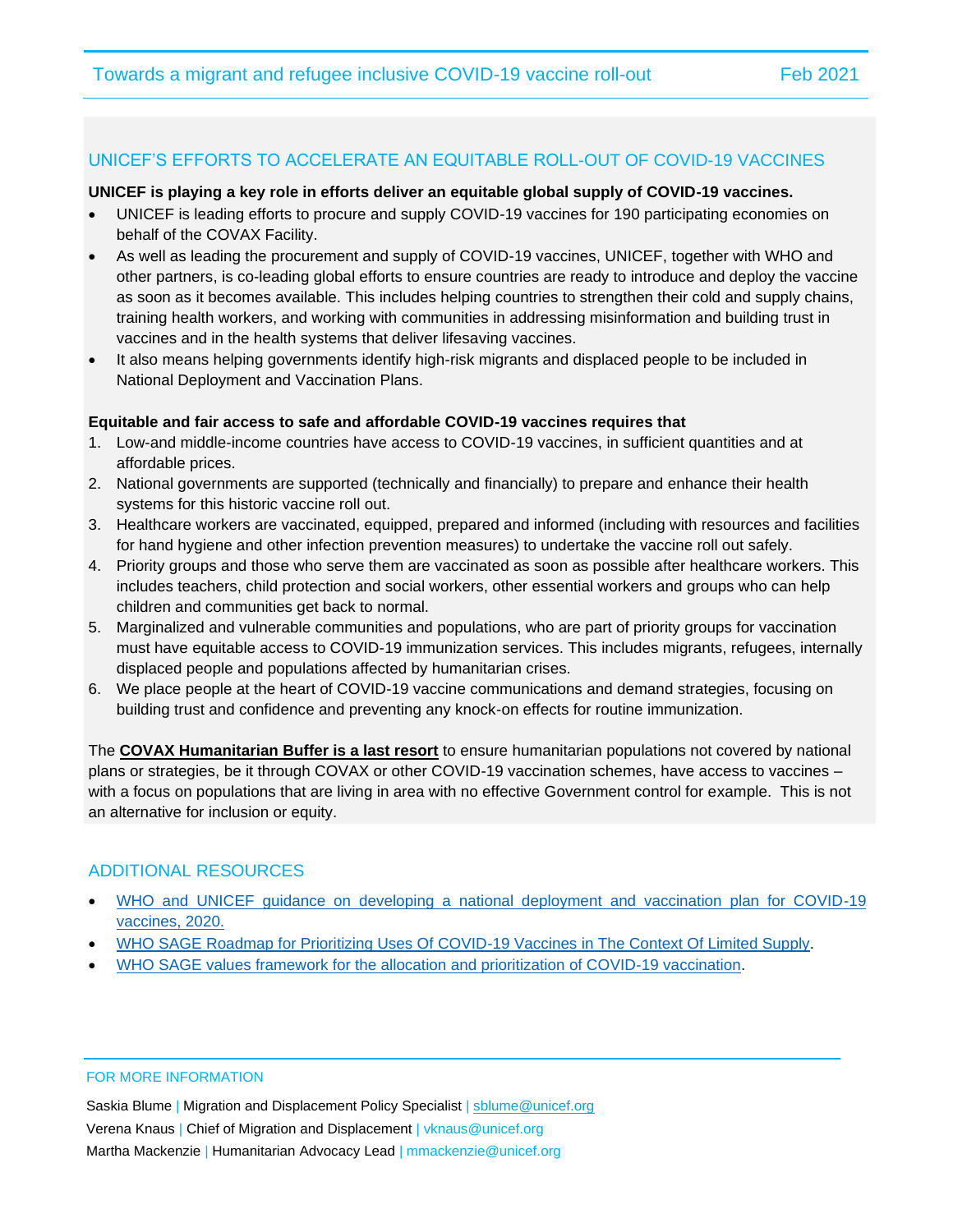## UNICEF'S EFFORTS TO ACCELERATE AN EQUITABLE ROLL-OUT OF COVID-19 VACCINES

**UNICEF is playing a key role in efforts deliver an equitable global supply of COVID-19 vaccines.**

- UNICEF is leading efforts to procure and supply COVID-19 vaccines for 190 participating economies on behalf of the COVAX Facility.
- As well as leading the procurement and supply of COVID-19 vaccines, UNICEF, together with WHO and other partners, is co-leading global efforts to ensure countries are ready to introduce and deploy the vaccine as soon as it becomes available. This includes helping countries to strengthen their cold and supply chains, training health workers, and working with communities in addressing misinformation and building trust in vaccines and in the health systems that deliver lifesaving vaccines.
- It also means helping governments identify high-risk migrants and displaced people to be included in National Deployment and Vaccination Plans.

**Equitable and fair access to safe and affordable COVID-19 vaccines requires that**

1. Low-and middle-income countries have access to COVID-19 vaccines, in sufficient quantities and at affordable prices.
2. National governments are supported (technically and financially) to prepare and enhance their health systems for this historic vaccine roll out.
3. Healthcare workers are vaccinated, equipped, prepared and informed (including with resources and facilities for hand hygiene and other infection prevention measures) to undertake the vaccine roll out safely.
4. Priority groups and those who serve them are vaccinated as soon as possible after healthcare workers. This includes teachers, child protection and social workers, other essential workers and groups who can help children and communities get back to normal.
5. Marginalized and vulnerable communities and populations, who are part of priority groups for vaccination must have equitable access to COVID-19 immunization services. This includes migrants, refugees, internally displaced people and populations affected by humanitarian crises.
6. We place people at the heart of COVID-19 vaccine communications and demand strategies, focusing on building trust and confidence and preventing any knock-on effects for routine immunization.

The **COVAX Humanitarian Buffer is a last resort** to ensure humanitarian populations not covered by national plans or strategies, be it through COVAX or other COVID-19 vaccination schemes, have access to vaccines – with a focus on populations that are living in area with no effective Government control for example. This is not an alternative for inclusion or equity.

## ADDITIONAL RESOURCES

- WHO and UNICEF guidance on developing a national deployment and vaccination plan for COVID-19 vaccines, 2020.
- WHO SAGE Roadmap for Prioritizing Uses Of COVID-19 Vaccines in The Context Of Limited Supply.
- WHO SAGE values framework for the allocation and prioritization of COVID-19 vaccination.

FOR MORE INFORMATION

Saskia Blume | Migration and Displacement Policy Specialist | sblume@unicef.org
Verena Knaus | Chief of Migration and Displacement | vknaus@unicef.org
Martha Mackenzie | Humanitarian Advocacy Lead | mmackenzie@unicef.org